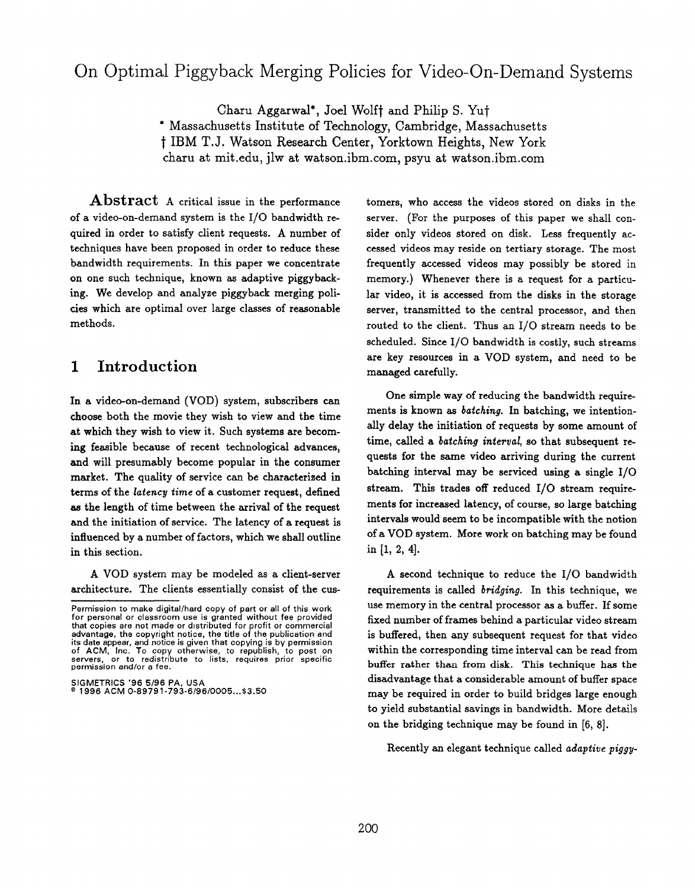# On Optimal Piggyback Merging Policies for Video-On-Demand Systems

Charu Aggarwal*, Joel Wolf† and Philip S. Yu†

\* Massachusetts Institute of Technology, Cambridge, Massachusetts

† IBM T.J. Watson Research Center, Yorktown Heights, New York

charu at mit.edu, jlw at watson.ibm.com, psyu at watson.ibm.com

**Abstract** A critical issue in the performance of a video-on-demand system is the I/O bandwidth required in order to satisfy client requests. A number of techniques have been proposed in order to reduce these bandwidth requirements. In this paper we concentrate on one such technique, known as adaptive piggybacking. We develop and analyze piggyback merging policies which are optimal over large classes of reasonable methods.

## 1 Introduction

In a video-on-demand (VOD) system, subscribers can choose both the movie they wish to view and the time at which they wish to view it. Such systems are becoming feasible because of recent technological advances, and will presumably become popular in the consumer market. The quality of service can be characterized in terms of the *latency time* of a customer request, defined as the length of time between the arrival of the request and the initiation of service. The latency of a request is influenced by a number of factors, which we shall outline in this section.

A VOD system may be modeled as a client-server architecture. The clients essentially consist of the customers, who access the videos stored on disks in the server. (For the purposes of this paper we shall consider only videos stored on disk. Less frequently accessed videos may reside on tertiary storage. The most frequently accessed videos may possibly be stored in memory.) Whenever there is a request for a particular video, it is accessed from the disks in the storage server, transmitted to the central processor, and then routed to the client. Thus an I/O stream needs to be scheduled. Since I/O bandwidth is costly, such streams are key resources in a VOD system, and need to be managed carefully.

One simple way of reducing the bandwidth requirements is known as *batching*. In batching, we intentionally delay the initiation of requests by some amount of time, called a *batching interval*, so that subsequent requests for the same video arriving during the current batching interval may be serviced using a single I/O stream. This trades off reduced I/O stream requirements for increased latency, of course, so large batching intervals would seem to be incompatible with the notion of a VOD system. More work on batching may be found in [1, 2, 4].

A second technique to reduce the I/O bandwidth requirements is called *bridging*. In this technique, we use memory in the central processor as a buffer. If some fixed number of frames behind a particular video stream is buffered, then any subsequent request for that video within the corresponding time interval can be read from buffer rather than from disk. This technique has the disadvantage that a considerable amount of buffer space may be required in order to build bridges large enough to yield substantial savings in bandwidth. More details on the bridging technique may be found in [6, 8].

Recently an elegant technique called *adaptive piggy-*

Permission to make digital/hard copy of part or all of this work for personal or classroom use is granted without fee provided that copies are not made or distributed for profit or commercial advantage, the copyright notice, the title of the publication and its date appear, and notice is given that copying is by permission of ACM, Inc. To copy otherwise, to republish, to post on servers, or to redistribute to lists, requires prior specific permission and/or a fee.

SIGMETRICS '96 5/96 PA, USA
© 1996 ACM 0-89791-793-6/96/0005...$3.50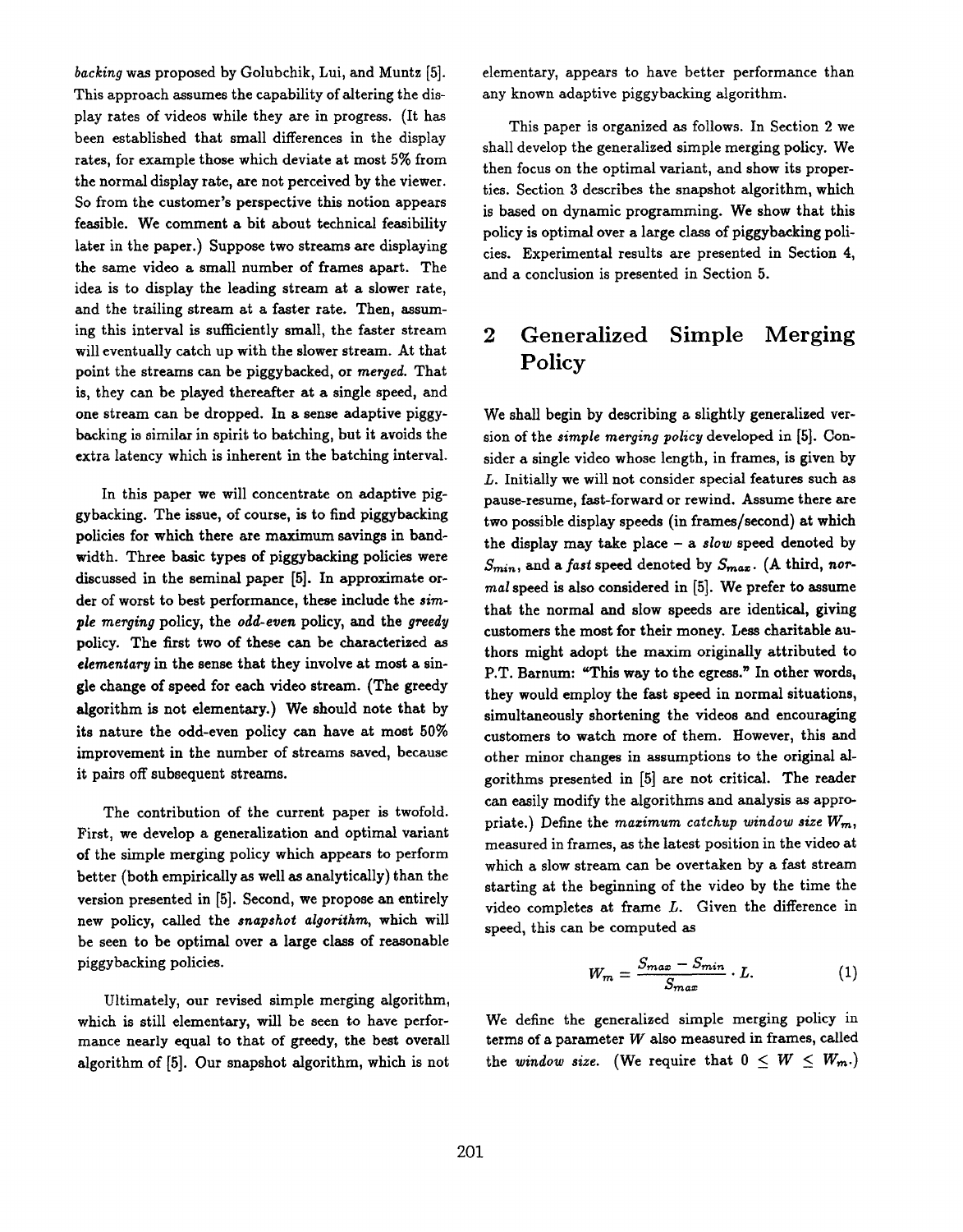*backing* was proposed by Golubchik, Lui, and Muntz [5]. This approach assumes the capability of altering the display rates of videos while they are in progress. (It has been established that small differences in the display rates, for example those which deviate at most 5% from the normal display rate, are not perceived by the viewer. So from the customer's perspective this notion appears feasible. We comment a bit about technical feasibility later in the paper.) Suppose two streams are displaying the same video a small number of frames apart. The idea is to display the leading stream at a slower rate, and the trailing stream at a faster rate. Then, assuming this interval is sufficiently small, the faster stream will eventually catch up with the slower stream. At that point the streams can be piggybacked, or *merged*. That is, they can be played thereafter at a single speed, and one stream can be dropped. In a sense adaptive piggybacking is similar in spirit to batching, but it avoids the extra latency which is inherent in the batching interval.

In this paper we will concentrate on adaptive piggybacking. The issue, of course, is to find piggybacking policies for which there are maximum savings in bandwidth. Three basic types of piggybacking policies were discussed in the seminal paper [5]. In approximate order of worst to best performance, these include the *simple merging* policy, the *odd-even* policy, and the *greedy* policy. The first two of these can be characterized as *elementary* in the sense that they involve at most a single change of speed for each video stream. (The greedy algorithm is not elementary.) We should note that by its nature the odd-even policy can have at most 50% improvement in the number of streams saved, because it pairs off subsequent streams.

The contribution of the current paper is twofold. First, we develop a generalization and optimal variant of the simple merging policy which appears to perform better (both empirically as well as analytically) than the version presented in [5]. Second, we propose an entirely new policy, called the *snapshot algorithm*, which will be seen to be optimal over a large class of reasonable piggybacking policies.

Ultimately, our revised simple merging algorithm, which is still elementary, will be seen to have performance nearly equal to that of greedy, the best overall algorithm of [5]. Our snapshot algorithm, which is not elementary, appears to have better performance than any known adaptive piggybacking algorithm.

This paper is organized as follows. In Section 2 we shall develop the generalized simple merging policy. We then focus on the optimal variant, and show its properties. Section 3 describes the snapshot algorithm, which is based on dynamic programming. We show that this policy is optimal over a large class of piggybacking policies. Experimental results are presented in Section 4, and a conclusion is presented in Section 5.

## 2 Generalized Simple Merging Policy

We shall begin by describing a slightly generalized version of the *simple merging policy* developed in [5]. Consider a single video whose length, in frames, is given by $L$. Initially we will not consider special features such as pause-resume, fast-forward or rewind. Assume there are two possible display speeds (in frames/second) at which the display may take place – a *slow* speed denoted by $S_{min}$, and a *fast* speed denoted by $S_{max}$. (A third, *normal* speed is also considered in [5]. We prefer to assume that the normal and slow speeds are identical, giving customers the most for their money. Less charitable authors might adopt the maxim originally attributed to P.T. Barnum: "This way to the egress." In other words, they would employ the fast speed in normal situations, simultaneously shortening the videos and encouraging customers to watch more of them. However, this and other minor changes in assumptions to the original algorithms presented in [5] are not critical. The reader can easily modify the algorithms and analysis as appropriate.) Define the *maximum catchup window size* $W_m$, measured in frames, as the latest position in the video at which a slow stream can be overtaken by a fast stream starting at the beginning of the video by the time the video completes at frame $L$. Given the difference in speed, this can be computed as

$$W_m = \frac{S_{max} - S_{min}}{S_{max}} \cdot L. \tag{1}$$

We define the generalized simple merging policy in terms of a parameter $W$ also measured in frames, called the *window size*. (We require that $0 \leq W \leq W_m$.)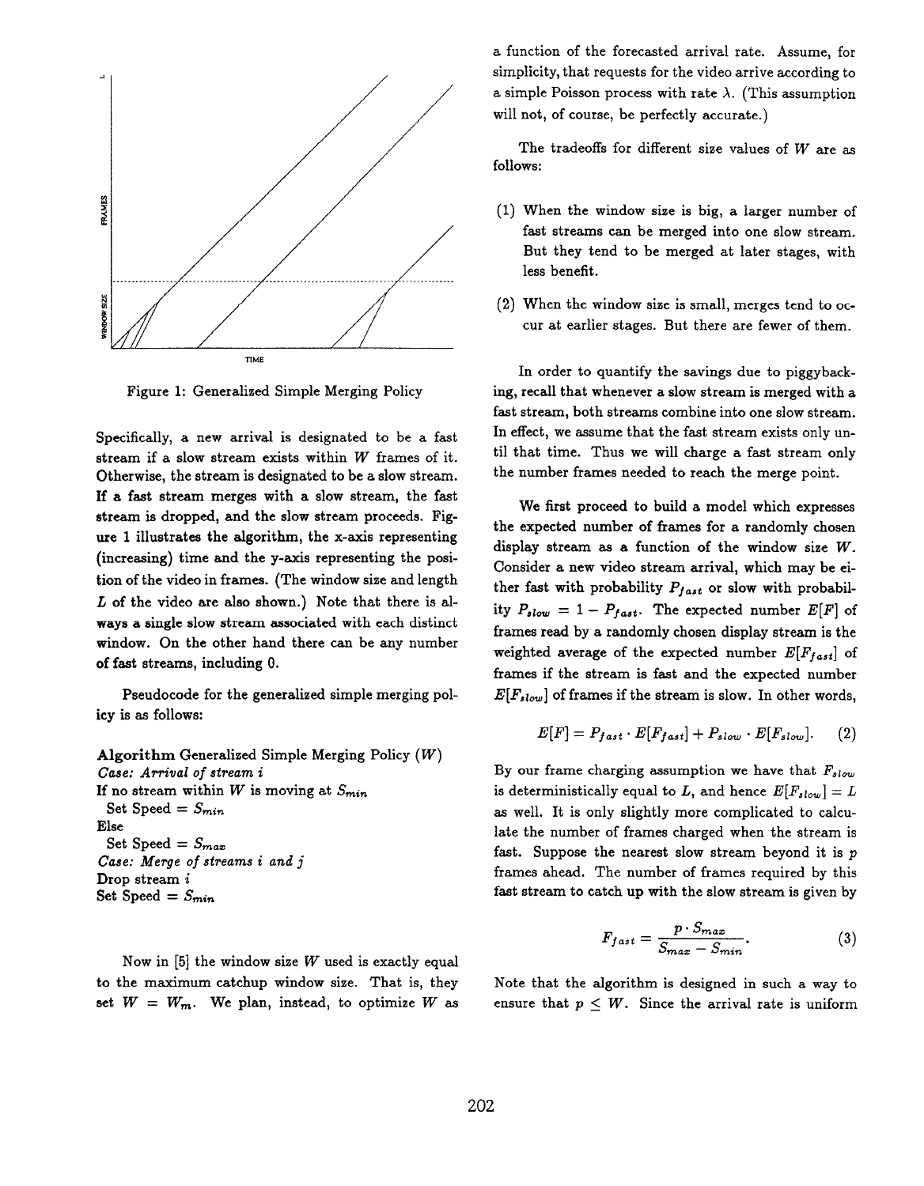Figure 1: Generalized Simple Merging Policy

Specifically, a new arrival is designated to be a fast stream if a slow stream exists within $W$ frames of it. Otherwise, the stream is designated to be a slow stream. If a fast stream merges with a slow stream, the fast stream is dropped, and the slow stream proceeds. Figure 1 illustrates the algorithm, the x-axis representing (increasing) time and the y-axis representing the position of the video in frames. (The window size and length $L$ of the video are also shown.) Note that there is always a single slow stream associated with each distinct window. On the other hand there can be any number of fast streams, including 0.

Pseudocode for the generalized simple merging policy is as follows:

**Algorithm** Generalized Simple Merging Policy ($W$)
*Case: Arrival of stream i*
If no stream within $W$ is moving at $S_{min}$
  Set Speed = $S_{min}$
Else
  Set Speed = $S_{max}$
*Case: Merge of streams i and j*
Drop stream $i$
Set Speed = $S_{min}$

Now in [5] the window size $W$ used is exactly equal to the maximum catchup window size. That is, they set $W = W_m$. We plan, instead, to optimize $W$ as a function of the forecasted arrival rate. Assume, for simplicity, that requests for the video arrive according to a simple Poisson process with rate $\lambda$. (This assumption will not, of course, be perfectly accurate.)

The tradeoffs for different size values of $W$ are as follows:

(1) When the window size is big, a larger number of fast streams can be merged into one slow stream. But they tend to be merged at later stages, with less benefit.

(2) When the window size is small, merges tend to occur at earlier stages. But there are fewer of them.

In order to quantify the savings due to piggybacking, recall that whenever a slow stream is merged with a fast stream, both streams combine into one slow stream. In effect, we assume that the fast stream exists only until that time. Thus we will charge a fast stream only the number frames needed to reach the merge point.

We first proceed to build a model which expresses the expected number of frames for a randomly chosen display stream as a function of the window size $W$. Consider a new video stream arrival, which may be either fast with probability $P_{fast}$ or slow with probability $P_{slow} = 1 - P_{fast}$. The expected number $E[F]$ of frames read by a randomly chosen display stream is the weighted average of the expected number $E[F_{fast}]$ of frames if the stream is fast and the expected number $E[F_{slow}]$ of frames if the stream is slow. In other words,

$$E[F] = P_{fast} \cdot E[F_{fast}] + P_{slow} \cdot E[F_{slow}]. \qquad (2)$$

By our frame charging assumption we have that $F_{slow}$ is deterministically equal to $L$, and hence $E[F_{slow}] = L$ as well. It is only slightly more complicated to calculate the number of frames charged when the stream is fast. Suppose the nearest slow stream beyond it is $p$ frames ahead. The number of frames required by this fast stream to catch up with the slow stream is given by

$$F_{fast} = \frac{p \cdot S_{max}}{S_{max} - S_{min}}. \qquad (3)$$

Note that the algorithm is designed in such a way to ensure that $p \leq W$. Since the arrival rate is uniform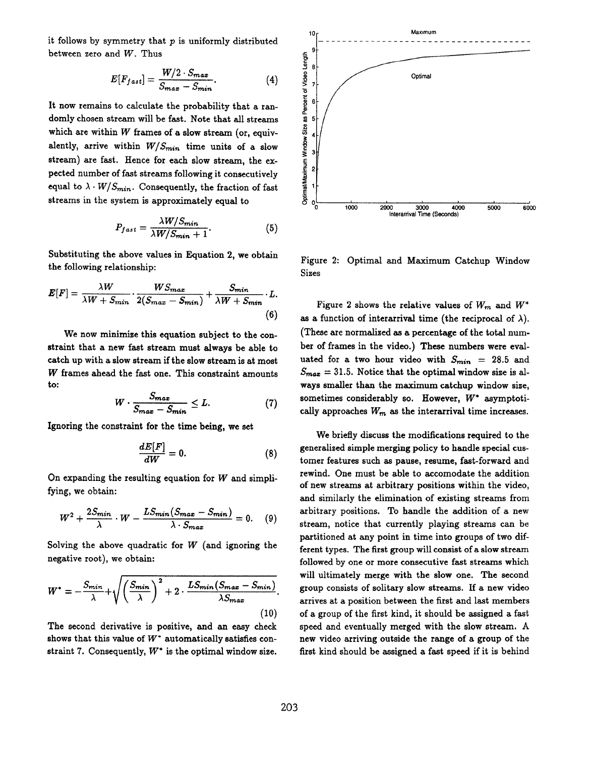it follows by symmetry that $p$ is uniformly distributed between zero and $W$. Thus

$$E[F_{fast}] = \frac{W/2 \cdot S_{max}}{S_{max} - S_{min}}. \quad (4)$$

It now remains to calculate the probability that a randomly chosen stream will be fast. Note that all streams which are within $W$ frames of a slow stream (or, equivalently, arrive within $W/S_{min}$ time units of a slow stream) are fast. Hence for each slow stream, the expected number of fast streams following it consecutively equal to $\lambda \cdot W/S_{min}$. Consequently, the fraction of fast streams in the system is approximately equal to

$$P_{fast} = \frac{\lambda W/S_{min}}{\lambda W/S_{min} + 1}. \quad (5)$$

Substituting the above values in Equation 2, we obtain the following relationship:

$$E[F] = \frac{\lambda W}{\lambda W + S_{min}} \cdot \frac{W S_{max}}{2(S_{max} - S_{min})} + \frac{S_{min}}{\lambda W + S_{min}} \cdot L. \quad (6)$$

We now minimize this equation subject to the constraint that a new fast stream must always be able to catch up with a slow stream if the slow stream is at most $W$ frames ahead the fast one. This constraint amounts to:

$$W \cdot \frac{S_{max}}{S_{max} - S_{min}} \leq L. \quad (7)$$

Ignoring the constraint for the time being, we set

$$\frac{dE[F]}{dW} = 0. \quad (8)$$

On expanding the resulting equation for $W$ and simplifying, we obtain:

$$W^2 + \frac{2S_{min}}{\lambda} \cdot W - \frac{LS_{min}(S_{max} - S_{min})}{\lambda \cdot S_{max}} = 0. \quad (9)$$

Solving the above quadratic for $W$ (and ignoring the negative root), we obtain:

$$W^* = -\frac{S_{min}}{\lambda} + \sqrt{\left(\frac{S_{min}}{\lambda}\right)^2 + 2 \cdot \frac{LS_{min}(S_{max} - S_{min})}{\lambda S_{max}}}. \quad (10)$$

The second derivative is positive, and an easy check shows that this value of $W^*$ automatically satisfies constraint 7. Consequently, $W^*$ is the optimal window size.

Figure 2: Optimal and Maximum Catchup Window Sizes

Figure 2 shows the relative values of $W_m$ and $W^*$ as a function of interarrival time (the reciprocal of $\lambda$). (These are normalized as a percentage of the total number of frames in the video.) These numbers were evaluated for a two hour video with $S_{min} = 28.5$ and $S_{max} = 31.5$. Notice that the optimal window size is always smaller than the maximum catchup window size, sometimes considerably so. However, $W^*$ asymptotically approaches $W_m$ as the interarrival time increases.

We briefly discuss the modifications required to the generalized simple merging policy to handle special customer features such as pause, resume, fast-forward and rewind. One must be able to accomodate the addition of new streams at arbitrary positions within the video, and similarly the elimination of existing streams from arbitrary positions. To handle the addition of a new stream, notice that currently playing streams can be partitioned at any point in time into groups of two different types. The first group will consist of a slow stream followed by one or more consecutive fast streams which will ultimately merge with the slow one. The second group consists of solitary slow streams. If a new video arrives at a position between the first and last members of a group of the first kind, it should be assigned a fast speed and eventually merged with the slow stream. A new video arriving outside the range of a group of the first kind should be assigned a fast speed if it is behind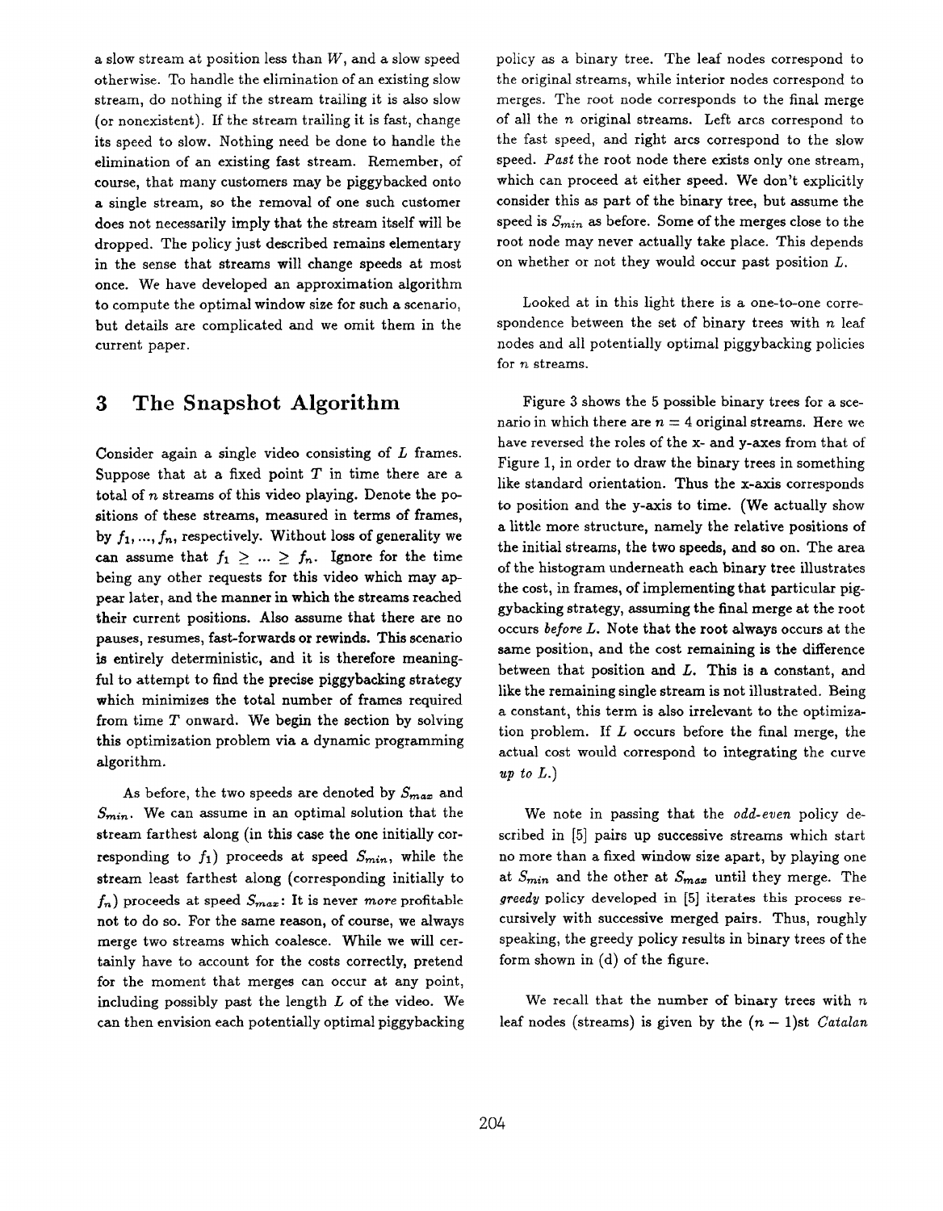a slow stream at position less than $W$, and a slow speed otherwise. To handle the elimination of an existing slow stream, do nothing if the stream trailing it is also slow (or nonexistent). If the stream trailing it is fast, change its speed to slow. Nothing need be done to handle the elimination of an existing fast stream. Remember, of course, that many customers may be piggybacked onto a single stream, so the removal of one such customer does not necessarily imply that the stream itself will be dropped. The policy just described remains elementary in the sense that streams will change speeds at most once. We have developed an approximation algorithm to compute the optimal window size for such a scenario, but details are complicated and we omit them in the current paper.

# 3 The Snapshot Algorithm

Consider again a single video consisting of $L$ frames. Suppose that at a fixed point $T$ in time there are a total of $n$ streams of this video playing. Denote the positions of these streams, measured in terms of frames, by $f_1, ..., f_n$, respectively. Without loss of generality we can assume that $f_1 \geq ... \geq f_n$. Ignore for the time being any other requests for this video which may appear later, and the manner in which the streams reached their current positions. Also assume that there are no pauses, resumes, fast-forwards or rewinds. This scenario is entirely deterministic, and it is therefore meaningful to attempt to find the precise piggybacking strategy which minimizes the total number of frames required from time $T$ onward. We begin the section by solving this optimization problem via a dynamic programming algorithm.

As before, the two speeds are denoted by $S_{max}$ and $S_{min}$. We can assume in an optimal solution that the stream farthest along (in this case the one initially corresponding to $f_1$) proceeds at speed $S_{min}$, while the stream least farthest along (corresponding initially to $f_n$) proceeds at speed $S_{max}$: It is never *more* profitable not to do so. For the same reason, of course, we always merge two streams which coalesce. While we will certainly have to account for the costs correctly, pretend for the moment that merges can occur at any point, including possibly past the length $L$ of the video. We can then envision each potentially optimal piggybacking policy as a binary tree. The leaf nodes correspond to the original streams, while interior nodes correspond to merges. The root node corresponds to the final merge of all the $n$ original streams. Left arcs correspond to the fast speed, and right arcs correspond to the slow speed. *Past* the root node there exists only one stream, which can proceed at either speed. We don't explicitly consider this as part of the binary tree, but assume the speed is $S_{min}$ as before. Some of the merges close to the root node may never actually take place. This depends on whether or not they would occur past position $L$.

Looked at in this light there is a one-to-one correspondence between the set of binary trees with $n$ leaf nodes and all potentially optimal piggybacking policies for $n$ streams.

Figure 3 shows the 5 possible binary trees for a scenario in which there are $n = 4$ original streams. Here we have reversed the roles of the x- and y-axes from that of Figure 1, in order to draw the binary trees in something like standard orientation. Thus the x-axis corresponds to position and the y-axis to time. (We actually show a little more structure, namely the relative positions of the initial streams, the two speeds, and so on. The area of the histogram underneath each binary tree illustrates the cost, in frames, of implementing that particular piggybacking strategy, assuming the final merge at the root occurs *before* $L$. Note that the root always occurs at the same position, and the cost remaining is the difference between that position and $L$. This is a constant, and like the remaining single stream is not illustrated. Being a constant, this term is also irrelevant to the optimization problem. If $L$ occurs before the final merge, the actual cost would correspond to integrating the curve *up to* $L$.)

We note in passing that the *odd-even* policy described in [5] pairs up successive streams which start no more than a fixed window size apart, by playing one at $S_{min}$ and the other at $S_{max}$ until they merge. The *greedy* policy developed in [5] iterates this process recursively with successive merged pairs. Thus, roughly speaking, the greedy policy results in binary trees of the form shown in (d) of the figure.

We recall that the number of binary trees with $n$ leaf nodes (streams) is given by the $(n-1)$st *Catalan*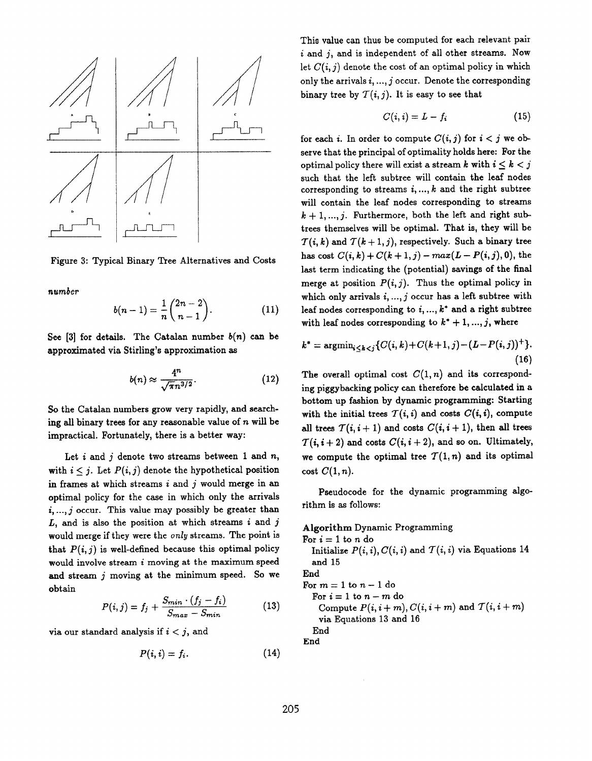Figure 3: Typical Binary Tree Alternatives and Costs

*number*

$$b(n-1) = \frac{1}{n}\binom{2n-2}{n-1}. \qquad (11)$$

See [3] for details. The Catalan number $b(n)$ can be approximated via Stirling's approximation as

$$b(n) \approx \frac{4^n}{\sqrt{\pi} n^{3/2}}. \qquad (12)$$

So the Catalan numbers grow very rapidly, and searching all binary trees for any reasonable value of $n$ will be impractical. Fortunately, there is a better way:

Let $i$ and $j$ denote two streams between 1 and $n$, with $i \leq j$. Let $P(i,j)$ denote the hypothetical position in frames at which streams $i$ and $j$ would merge in an optimal policy for the case in which only the arrivals $i, ..., j$ occur. This value may possibly be greater than $L$, and is also the position at which streams $i$ and $j$ would merge if they were the *only* streams. The point is that $P(i,j)$ is well-defined because this optimal policy would involve stream $i$ moving at the maximum speed and stream $j$ moving at the minimum speed. So we obtain

$$P(i,j) = f_j + \frac{S_{min} \cdot (f_j - f_i)}{S_{max} - S_{min}} \qquad (13)$$

via our standard analysis if $i < j$, and

$$P(i,i) = f_i. \qquad (14)$$

This value can thus be computed for each relevant pair $i$ and $j$, and is independent of all other streams. Now let $C(i,j)$ denote the cost of an optimal policy in which only the arrivals $i, ..., j$ occur. Denote the corresponding binary tree by $\mathcal{T}(i,j)$. It is easy to see that

$$C(i,i) = L - f_i \qquad (15)$$

for each $i$. In order to compute $C(i,j)$ for $i < j$ we observe that the principal of optimality holds here: For the optimal policy there will exist a stream $k$ with $i \leq k < j$ such that the left subtree will contain the leaf nodes corresponding to streams $i, ..., k$ and the right subtree will contain the leaf nodes corresponding to streams $k+1, ..., j$. Furthermore, both the left and right subtrees themselves will be optimal. That is, they will be $\mathcal{T}(i,k)$ and $\mathcal{T}(k+1,j)$, respectively. Such a binary tree has cost $C(i,k) + C(k+1,j) - max(L - P(i,j), 0)$, the last term indicating the (potential) savings of the final merge at position $P(i,j)$. Thus the optimal policy in which only arrivals $i, ..., j$ occur has a left subtree with leaf nodes corresponding to $i, ..., k^*$ and a right subtree with leaf nodes corresponding to $k^*+1, ..., j$, where

$$k^* = \text{argmin}_{i \leq k < j}\{C(i,k) + C(k+1,j) - (L - P(i,j))^+\}. \qquad (16)$$

The overall optimal cost $C(1,n)$ and its corresponding piggybacking policy can therefore be calculated in a bottom up fashion by dynamic programming: Starting with the initial trees $\mathcal{T}(i,i)$ and costs $C(i,i)$, compute all trees $\mathcal{T}(i,i+1)$ and costs $C(i,i+1)$, then all trees $\mathcal{T}(i,i+2)$ and costs $C(i,i+2)$, and so on. Ultimately, we compute the optimal tree $\mathcal{T}(1,n)$ and its optimal cost $C(1,n)$.

Pseudocode for the dynamic programming algorithm is as follows:

```
Algorithm Dynamic Programming
For i = 1 to n do
  Initialize P(i,i), C(i,i) and T(i,i) via Equations 14
  and 15
End
For m = 1 to n - 1 do
  For i = 1 to n - m do
    Compute P(i,i+m), C(i,i+m) and T(i,i+m)
    via Equations 13 and 16
  End
End
```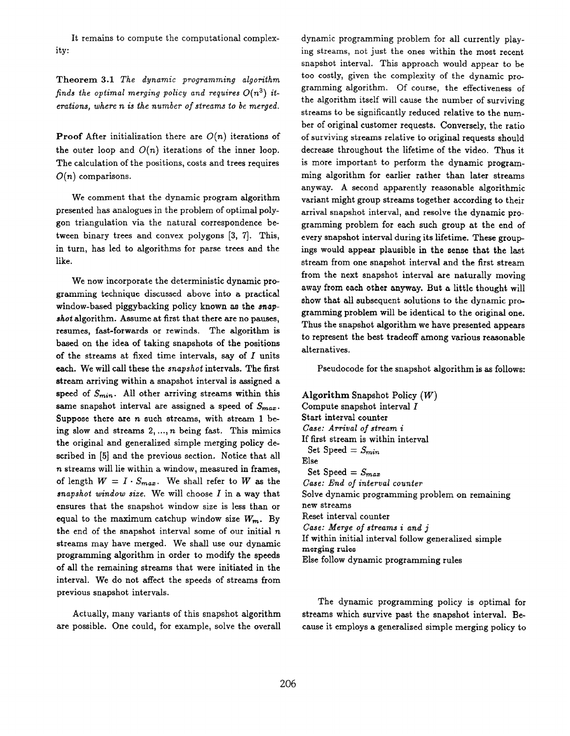It remains to compute the computational complexity:

**Theorem 3.1** *The dynamic programming algorithm finds the optimal merging policy and requires $O(n^3)$ iterations, where $n$ is the number of streams to be merged.*

**Proof** After initialization there are $O(n)$ iterations of the outer loop and $O(n)$ iterations of the inner loop. The calculation of the positions, costs and trees requires $O(n)$ comparisons.

We comment that the dynamic program algorithm presented has analogues in the problem of optimal polygon triangulation via the natural correspondence between binary trees and convex polygons [3, 7]. This, in turn, has led to algorithms for parse trees and the like.

We now incorporate the deterministic dynamic programming technique discussed above into a practical window-based piggybacking policy known as the *snapshot* algorithm. Assume at first that there are no pauses, resumes, fast-forwards or rewinds. The algorithm is based on the idea of taking snapshots of the positions of the streams at fixed time intervals, say of $I$ units each. We will call these the *snapshot* intervals. The first stream arriving within a snapshot interval is assigned a speed of $S_{min}$. All other arriving streams within this same snapshot interval are assigned a speed of $S_{max}$. Suppose there are $n$ such streams, with stream 1 being slow and streams $2, ..., n$ being fast. This mimics the original and generalized simple merging policy described in [5] and the previous section. Notice that all $n$ streams will lie within a window, measured in frames, of length $W = I \cdot S_{max}$. We shall refer to $W$ as the *snapshot window size*. We will choose $I$ in a way that ensures that the snapshot window size is less than or equal to the maximum catchup window size $W_m$. By the end of the snapshot interval some of our initial $n$ streams may have merged. We shall use our dynamic programming algorithm in order to modify the speeds of all the remaining streams that were initiated in the interval. We do not affect the speeds of streams from previous snapshot intervals.

Actually, many variants of this snapshot algorithm are possible. One could, for example, solve the overall dynamic programming problem for all currently playing streams, not just the ones within the most recent snapshot interval. This approach would appear to be too costly, given the complexity of the dynamic programming algorithm. Of course, the effectiveness of the algorithm itself will cause the number of surviving streams to be significantly reduced relative to the number of original customer requests. Conversely, the ratio of surviving streams relative to original requests should decrease throughout the lifetime of the video. Thus it is more important to perform the dynamic programming algorithm for earlier rather than later streams anyway. A second apparently reasonable algorithmic variant might group streams together according to their arrival snapshot interval, and resolve the dynamic programming problem for each such group at the end of every snapshot interval during its lifetime. These groupings would appear plausible in the sense that the last stream from one snapshot interval and the first stream from the next snapshot interval are naturally moving away from each other anyway. But a little thought will show that all subsequent solutions to the dynamic programming problem will be identical to the original one. Thus the snapshot algorithm we have presented appears to represent the best tradeoff among various reasonable alternatives.

Pseudocode for the snapshot algorithm is as follows:

**Algorithm** Snapshot Policy ($W$)
Compute snapshot interval $I$
Start interval counter
*Case: Arrival of stream i*
If first stream is within interval
  Set Speed = $S_{min}$
Else
  Set Speed = $S_{max}$
*Case: End of interval counter*
Solve dynamic programming problem on remaining new streams
Reset interval counter
*Case: Merge of streams i and j*
If within initial interval follow generalized simple merging rules
Else follow dynamic programming rules

The dynamic programming policy is optimal for streams which survive past the snapshot interval. Because it employs a generalized simple merging policy to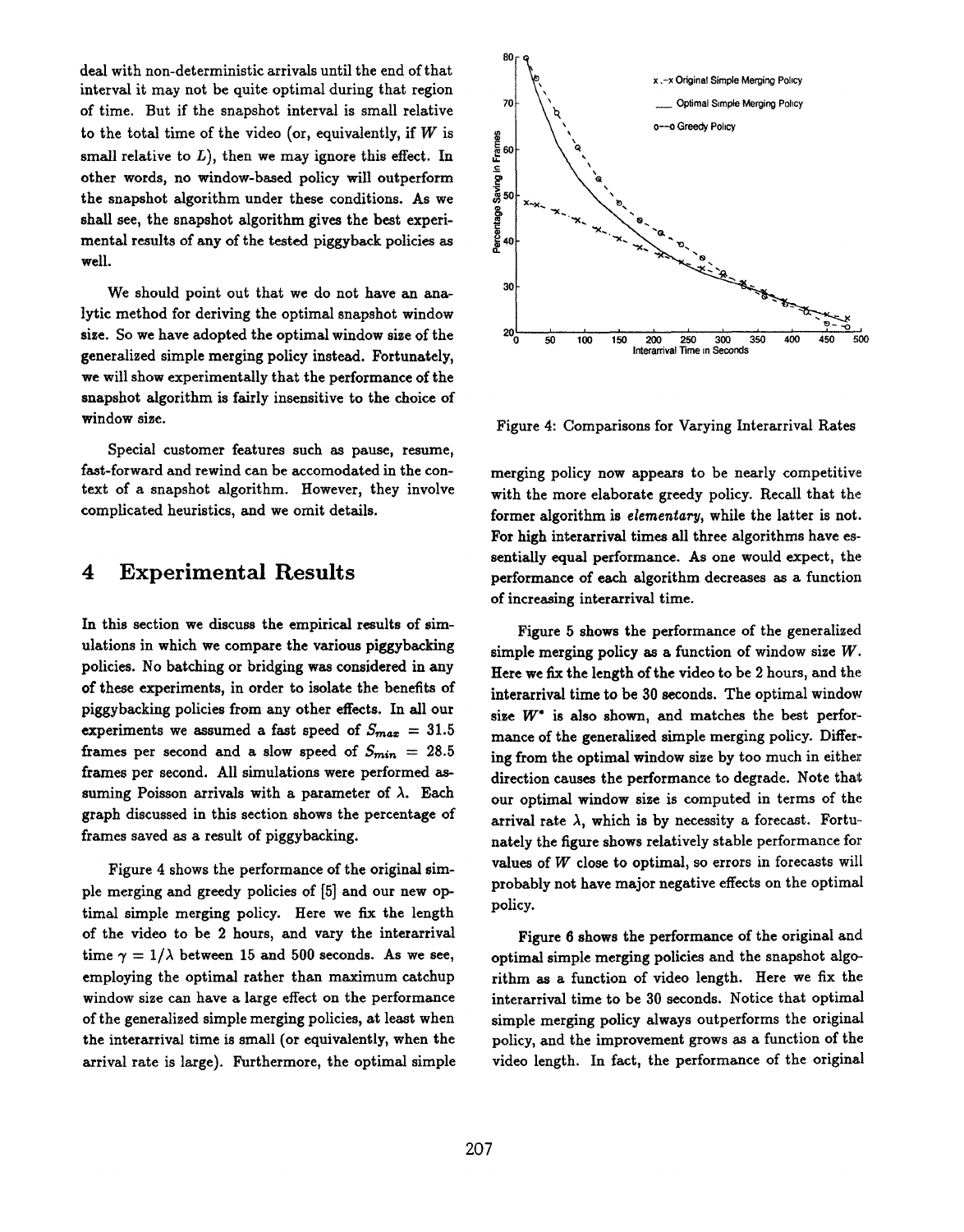deal with non-deterministic arrivals until the end of that interval it may not be quite optimal during that region of time. But if the snapshot interval is small relative to the total time of the video (or, equivalently, if $W$ is small relative to $L$), then we may ignore this effect. In other words, no window-based policy will outperform the snapshot algorithm under these conditions. As we shall see, the snapshot algorithm gives the best experimental results of any of the tested piggyback policies as well.

We should point out that we do not have an analytic method for deriving the optimal snapshot window size. So we have adopted the optimal window size of the generalized simple merging policy instead. Fortunately, we will show experimentally that the performance of the snapshot algorithm is fairly insensitive to the choice of window size.

Special customer features such as pause, resume, fast-forward and rewind can be accomodated in the context of a snapshot algorithm. However, they involve complicated heuristics, and we omit details.

# 4 Experimental Results

In this section we discuss the empirical results of simulations in which we compare the various piggybacking policies. No batching or bridging was considered in any of these experiments, in order to isolate the benefits of piggybacking policies from any other effects. In all our experiments we assumed a fast speed of $S_{max} = 31.5$ frames per second and a slow speed of $S_{min} = 28.5$ frames per second. All simulations were performed assuming Poisson arrivals with a parameter of $\lambda$. Each graph discussed in this section shows the percentage of frames saved as a result of piggybacking.

Figure 4 shows the performance of the original simple merging and greedy policies of [5] and our new optimal simple merging policy. Here we fix the length of the video to be 2 hours, and vary the interarrival time $\gamma = 1/\lambda$ between 15 and 500 seconds. As we see, employing the optimal rather than maximum catchup window size can have a large effect on the performance of the generalized simple merging policies, at least when the interarrival time is small (or equivalently, when the arrival rate is large). Furthermore, the optimal simple merging policy now appears to be nearly competitive with the more elaborate greedy policy. Recall that the former algorithm is *elementary*, while the latter is not. For high interarrival times all three algorithms have essentially equal performance. As one would expect, the performance of each algorithm decreases as a function of increasing interarrival time.

Figure 4: Comparisons for Varying Interarrival Rates

Figure 5 shows the performance of the generalized simple merging policy as a function of window size $W$. Here we fix the length of the video to be 2 hours, and the interarrival time to be 30 seconds. The optimal window size $W^*$ is also shown, and matches the best performance of the generalized simple merging policy. Differing from the optimal window size by too much in either direction causes the performance to degrade. Note that our optimal window size is computed in terms of the arrival rate $\lambda$, which is by necessity a forecast. Fortunately the figure shows relatively stable performance for values of $W$ close to optimal, so errors in forecasts will probably not have major negative effects on the optimal policy.

Figure 6 shows the performance of the original and optimal simple merging policies and the snapshot algorithm as a function of video length. Here we fix the interarrival time to be 30 seconds. Notice that optimal simple merging policy always outperforms the original policy, and the improvement grows as a function of the video length. In fact, the performance of the original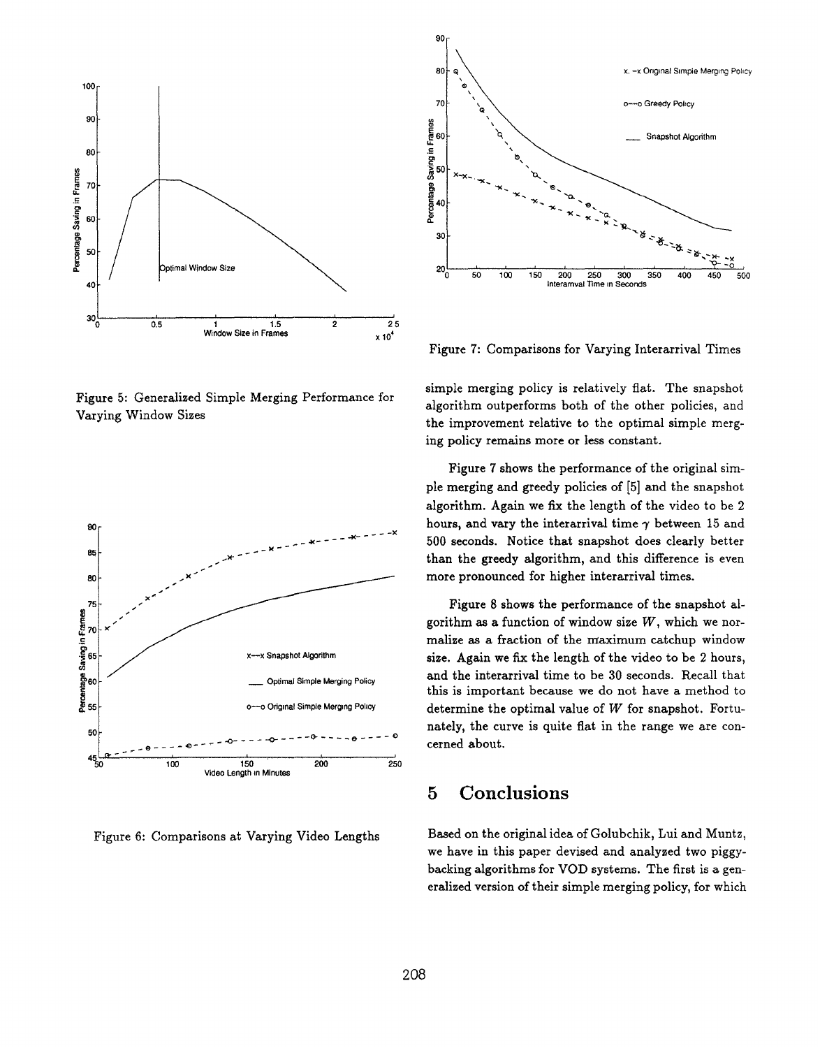Figure 5: Generalized Simple Merging Performance for Varying Window Sizes

Figure 6: Comparisons at Varying Video Lengths

Figure 7: Comparisons for Varying Interarrival Times

simple merging policy is relatively flat. The snapshot algorithm outperforms both of the other policies, and the improvement relative to the optimal simple merging policy remains more or less constant.

Figure 7 shows the performance of the original simple merging and greedy policies of [5] and the snapshot algorithm. Again we fix the length of the video to be 2 hours, and vary the interarrival time $\gamma$ between 15 and 500 seconds. Notice that snapshot does clearly better than the greedy algorithm, and this difference is even more pronounced for higher interarrival times.

Figure 8 shows the performance of the snapshot algorithm as a function of window size $W$, which we normalize as a fraction of the maximum catchup window size. Again we fix the length of the video to be 2 hours, and the interarrival time to be 30 seconds. Recall that this is important because we do not have a method to determine the optimal value of $W$ for snapshot. Fortunately, the curve is quite flat in the range we are concerned about.

## 5 Conclusions

Based on the original idea of Golubchik, Lui and Muntz, we have in this paper devised and analyzed two piggybacking algorithms for VOD systems. The first is a generalized version of their simple merging policy, for which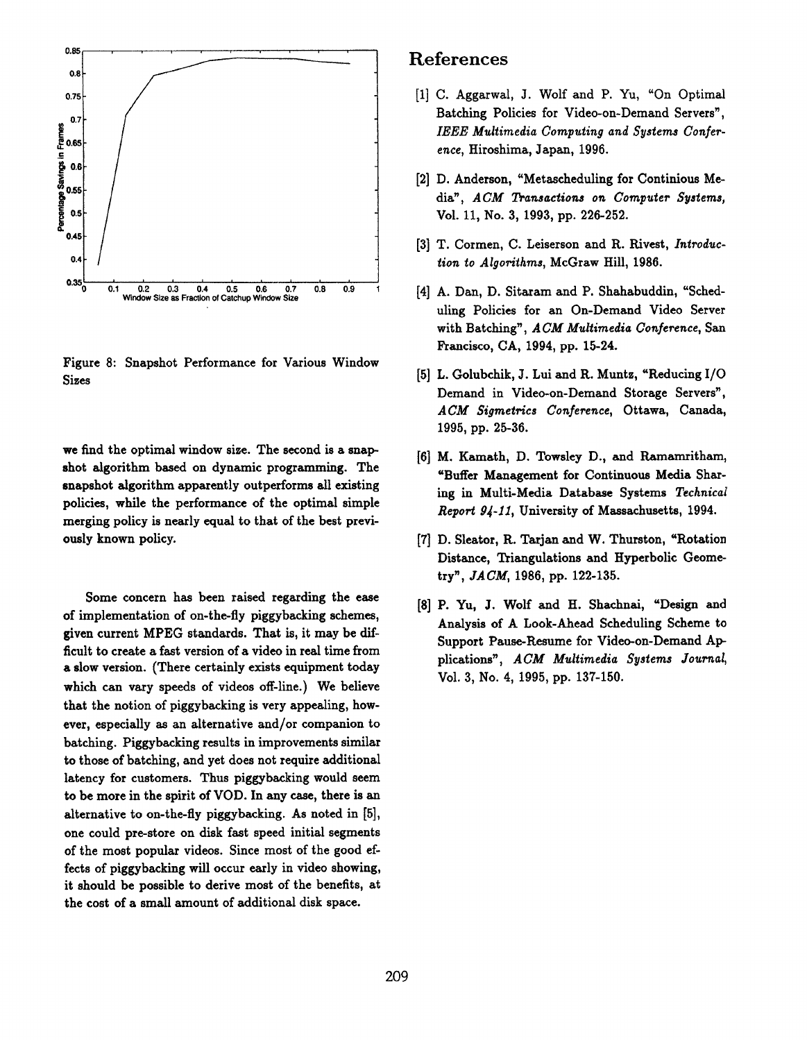0.85
0.8
0.75
0.7
0.65
0.6
0.55
0.5
0.45
0.4
0.35

Percentage Savings in Frames

0 0.1 0.2 0.3 0.4 0.5 0.6 0.7 0.8 0.9 1

Window Size as Fraction of Catchup Window Size

Figure 8: Snapshot Performance for Various Window Sizes

we find the optimal window size. The second is a snapshot algorithm based on dynamic programming. The snapshot algorithm apparently outperforms all existing policies, while the performance of the optimal simple merging policy is nearly equal to that of the best previously known policy.

Some concern has been raised regarding the ease of implementation of on-the-fly piggybacking schemes, given current MPEG standards. That is, it may be difficult to create a fast version of a video in real time from a slow version. (There certainly exists equipment today which can vary speeds of videos off-line.) We believe that the notion of piggybacking is very appealing, however, especially as an alternative and/or companion to batching. Piggybacking results in improvements similar to those of batching, and yet does not require additional latency for customers. Thus piggybacking would seem to be more in the spirit of VOD. In any case, there is an alternative to on-the-fly piggybacking. As noted in [5], one could pre-store on disk fast speed initial segments of the most popular videos. Since most of the good effects of piggybacking will occur early in video showing, it should be possible to derive most of the benefits, at the cost of a small amount of additional disk space.

# References

[1] C. Aggarwal, J. Wolf and P. Yu, "On Optimal Batching Policies for Video-on-Demand Servers", *IEEE Multimedia Computing and Systems Conference*, Hiroshima, Japan, 1996.

[2] D. Anderson, "Metascheduling for Continious Media", *ACM Transactions on Computer Systems*, Vol. 11, No. 3, 1993, pp. 226-252.

[3] T. Cormen, C. Leiserson and R. Rivest, *Introduction to Algorithms*, McGraw Hill, 1986.

[4] A. Dan, D. Sitaram and P. Shahabuddin, "Scheduling Policies for an On-Demand Video Server with Batching", *ACM Multimedia Conference*, San Francisco, CA, 1994, pp. 15-24.

[5] L. Golubchik, J. Lui and R. Muntz, "Reducing I/O Demand in Video-on-Demand Storage Servers", *ACM Sigmetrics Conference*, Ottawa, Canada, 1995, pp. 25-36.

[6] M. Kamath, D. Towsley D., and Ramamritham, "Buffer Management for Continuous Media Sharing in Multi-Media Database Systems *Technical Report 94-11*, University of Massachusetts, 1994.

[7] D. Sleator, R. Tarjan and W. Thurston, "Rotation Distance, Triangulations and Hyperbolic Geometry", *JACM*, 1986, pp. 122-135.

[8] P. Yu, J. Wolf and H. Shachnai, "Design and Analysis of A Look-Ahead Scheduling Scheme to Support Pause-Resume for Video-on-Demand Applications", *ACM Multimedia Systems Journal*, Vol. 3, No. 4, 1995, pp. 137-150.